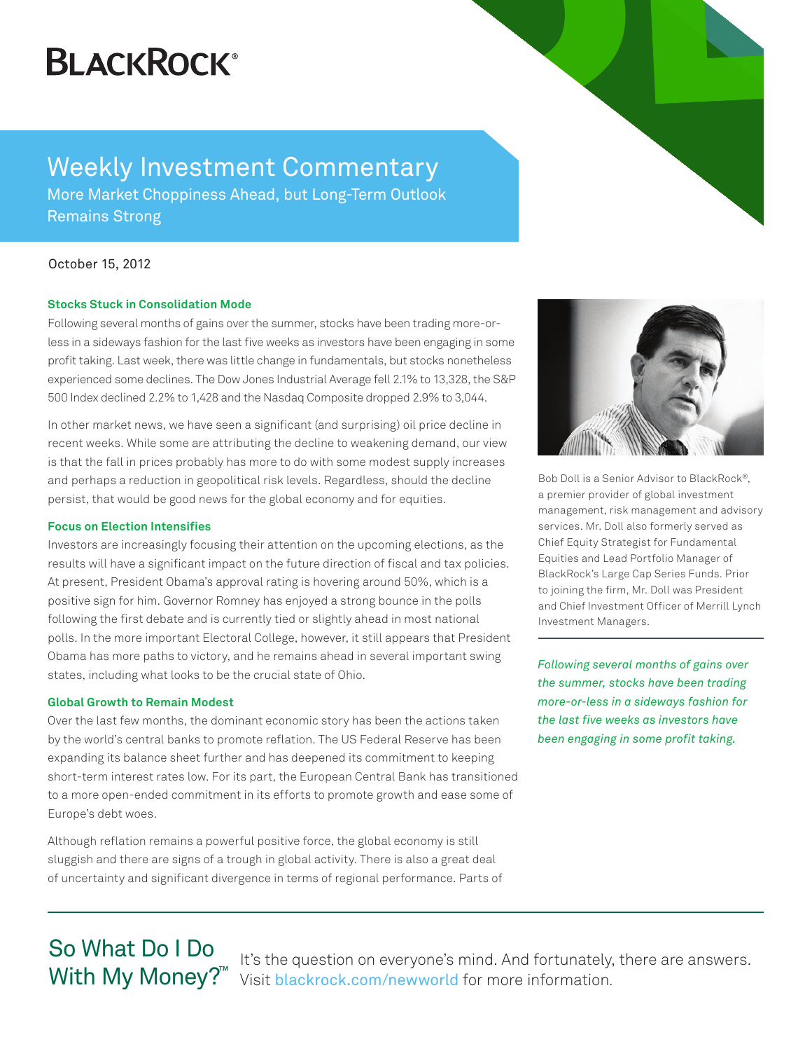BLACKROCK®

# Weekly Investment Commentary

## More Market Choppiness Ahead, but Long-Term Outlook Remains Strong

October 15, 2012

### Stocks Stuck in Consolidation Mode

Following several months of gains over the summer, stocks have been trading more-or-less in a sideways fashion for the last five weeks as investors have been engaging in some profit taking. Last week, there was little change in fundamentals, but stocks nonetheless experienced some declines. The Dow Jones Industrial Average fell 2.1% to 13,328, the S&P 500 Index declined 2.2% to 1,428 and the Nasdaq Composite dropped 2.9% to 3,044.

In other market news, we have seen a significant (and surprising) oil price decline in recent weeks. While some are attributing the decline to weakening demand, our view is that the fall in prices probably has more to do with some modest supply increases and perhaps a reduction in geopolitical risk levels. Regardless, should the decline persist, that would be good news for the global economy and for equities.

### Focus on Election Intensifies

Investors are increasingly focusing their attention on the upcoming elections, as the results will have a significant impact on the future direction of fiscal and tax policies. At present, President Obama's approval rating is hovering around 50%, which is a positive sign for him. Governor Romney has enjoyed a strong bounce in the polls following the first debate and is currently tied or slightly ahead in most national polls. In the more important Electoral College, however, it still appears that President Obama has more paths to victory, and he remains ahead in several important swing states, including what looks to be the crucial state of Ohio.

### Global Growth to Remain Modest

Over the last few months, the dominant economic story has been the actions taken by the world's central banks to promote reflation. The US Federal Reserve has been expanding its balance sheet further and has deepened its commitment to keeping short-term interest rates low. For its part, the European Central Bank has transitioned to a more open-ended commitment in its efforts to promote growth and ease some of Europe's debt woes.

Although reflation remains a powerful positive force, the global economy is still sluggish and there are signs of a trough in global activity. There is also a great deal of uncertainty and significant divergence in terms of regional performance. Parts of

Bob Doll is a Senior Advisor to BlackRock®, a premier provider of global investment management, risk management and advisory services. Mr. Doll also formerly served as Chief Equity Strategist for Fundamental Equities and Lead Portfolio Manager of BlackRock's Large Cap Series Funds. Prior to joining the firm, Mr. Doll was President and Chief Investment Officer of Merrill Lynch Investment Managers.

*Following several months of gains over the summer, stocks have been trading more-or-less in a sideways fashion for the last five weeks as investors have been engaging in some profit taking.*

**So What Do I Do With My Money?™** It's the question on everyone's mind. And fortunately, there are answers. Visit blackrock.com/newworld for more information.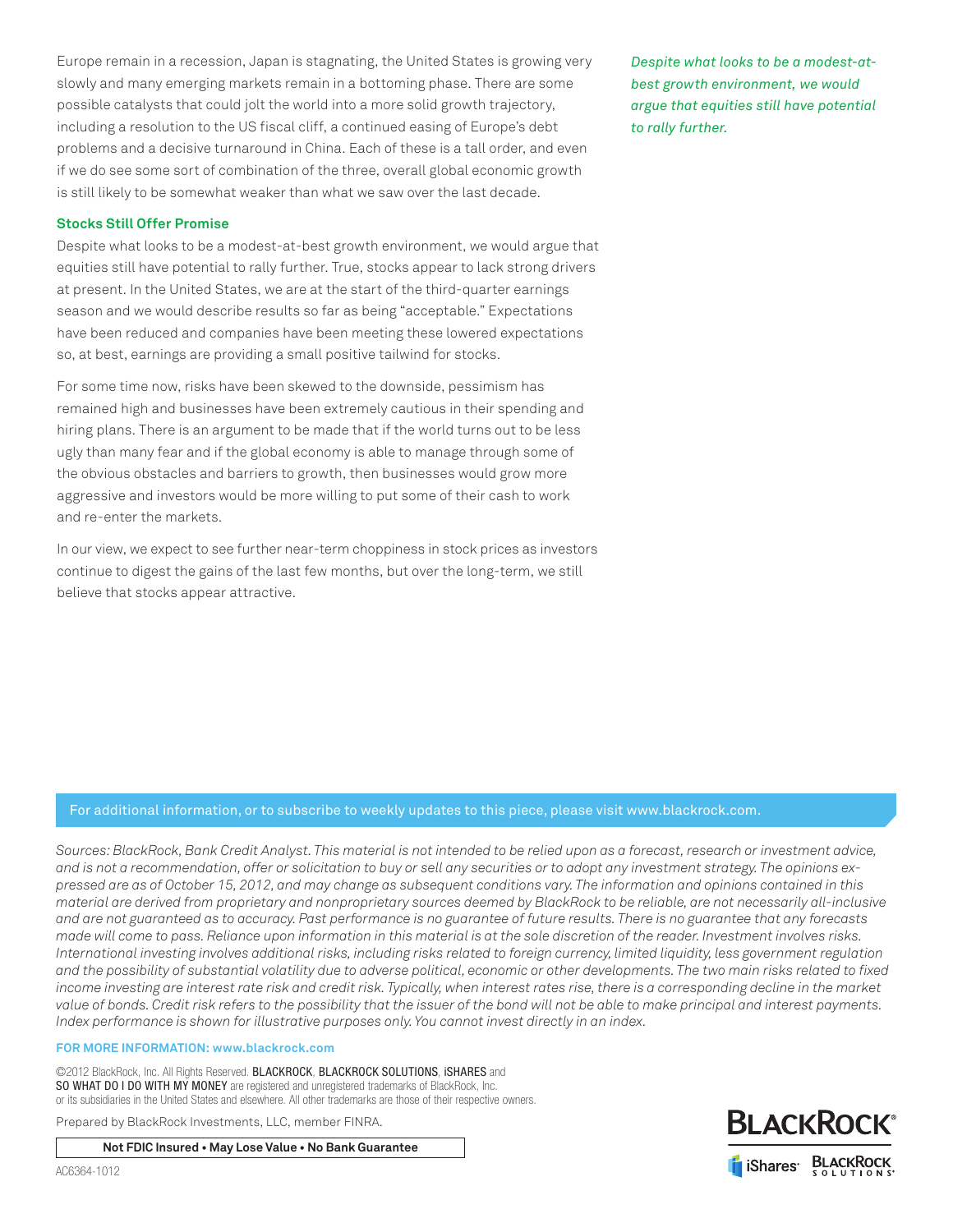Europe remain in a recession, Japan is stagnating, the United States is growing very slowly and many emerging markets remain in a bottoming phase. There are some possible catalysts that could jolt the world into a more solid growth trajectory, including a resolution to the US fiscal cliff, a continued easing of Europe's debt problems and a decisive turnaround in China. Each of these is a tall order, and even if we do see some sort of combination of the three, overall global economic growth is still likely to be somewhat weaker than what we saw over the last decade.

*Despite what looks to be a modest-at-best growth environment, we would argue that equities still have potential to rally further.*

**Stocks Still Offer Promise**

Despite what looks to be a modest-at-best growth environment, we would argue that equities still have potential to rally further. True, stocks appear to lack strong drivers at present. In the United States, we are at the start of the third-quarter earnings season and we would describe results so far as being "acceptable." Expectations have been reduced and companies have been meeting these lowered expectations so, at best, earnings are providing a small positive tailwind for stocks.

For some time now, risks have been skewed to the downside, pessimism has remained high and businesses have been extremely cautious in their spending and hiring plans. There is an argument to be made that if the world turns out to be less ugly than many fear and if the global economy is able to manage through some of the obvious obstacles and barriers to growth, then businesses would grow more aggressive and investors would be more willing to put some of their cash to work and re-enter the markets.

In our view, we expect to see further near-term choppiness in stock prices as investors continue to digest the gains of the last few months, but over the long-term, we still believe that stocks appear attractive.

For additional information, or to subscribe to weekly updates to this piece, please visit www.blackrock.com.

*Sources: BlackRock, Bank Credit Analyst. This material is not intended to be relied upon as a forecast, research or investment advice, and is not a recommendation, offer or solicitation to buy or sell any securities or to adopt any investment strategy. The opinions expressed are as of October 15, 2012, and may change as subsequent conditions vary. The information and opinions contained in this material are derived from proprietary and nonproprietary sources deemed by BlackRock to be reliable, are not necessarily all-inclusive and are not guaranteed as to accuracy. Past performance is no guarantee of future results. There is no guarantee that any forecasts made will come to pass. Reliance upon information in this material is at the sole discretion of the reader. Investment involves risks. International investing involves additional risks, including risks related to foreign currency, limited liquidity, less government regulation and the possibility of substantial volatility due to adverse political, economic or other developments. The two main risks related to fixed income investing are interest rate risk and credit risk. Typically, when interest rates rise, there is a corresponding decline in the market value of bonds. Credit risk refers to the possibility that the issuer of the bond will not be able to make principal and interest payments. Index performance is shown for illustrative purposes only. You cannot invest directly in an index.*

**FOR MORE INFORMATION: www.blackrock.com**

©2012 BlackRock, Inc. All Rights Reserved. BLACKROCK, BLACKROCK SOLUTIONS, iSHARES and SO WHAT DO I DO WITH MY MONEY are registered and unregistered trademarks of BlackRock, Inc. or its subsidiaries in the United States and elsewhere. All other trademarks are those of their respective owners.

Prepared by BlackRock Investments, LLC, member FINRA.

**Not FDIC Insured • May Lose Value • No Bank Guarantee**

AC6364-1012

BLACKROCK®

iShares® BLACKROCK SOLUTIONS®